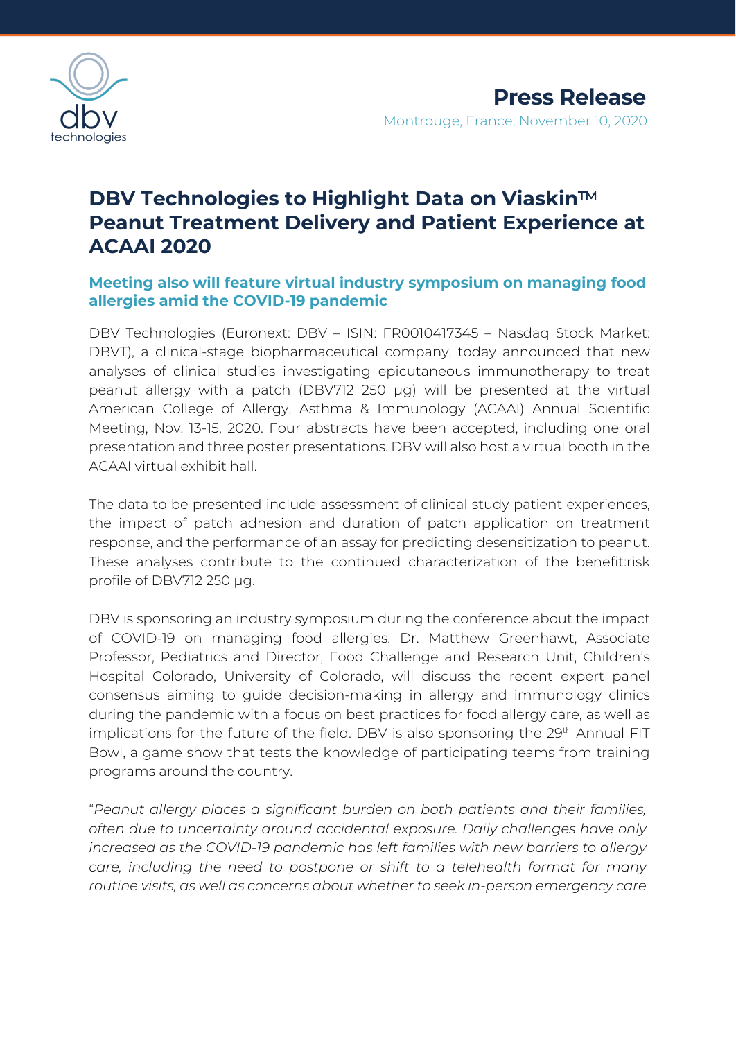# Press Release

Montrouge, France, November 10, 2020

# DBV Technologies to Highlight Data on Viaskin™ Peanut Treatment Delivery and Patient Experience at ACAAI 2020

## Meeting also will feature virtual industry symposium on managing food allergies amid the COVID-19 pandemic

DBV Technologies (Euronext: DBV – ISIN: FR0010417345 – Nasdaq Stock Market: DBVT), a clinical-stage biopharmaceutical company, today announced that new analyses of clinical studies investigating epicutaneous immunotherapy to treat peanut allergy with a patch (DBV712 250 µg) will be presented at the virtual American College of Allergy, Asthma & Immunology (ACAAI) Annual Scientific Meeting, Nov. 13-15, 2020. Four abstracts have been accepted, including one oral presentation and three poster presentations. DBV will also host a virtual booth in the ACAAI virtual exhibit hall.

The data to be presented include assessment of clinical study patient experiences, the impact of patch adhesion and duration of patch application on treatment response, and the performance of an assay for predicting desensitization to peanut. These analyses contribute to the continued characterization of the benefit:risk profile of DBV712 250 µg.

DBV is sponsoring an industry symposium during the conference about the impact of COVID-19 on managing food allergies. Dr. Matthew Greenhawt, Associate Professor, Pediatrics and Director, Food Challenge and Research Unit, Children's Hospital Colorado, University of Colorado, will discuss the recent expert panel consensus aiming to guide decision-making in allergy and immunology clinics during the pandemic with a focus on best practices for food allergy care, as well as implications for the future of the field. DBV is also sponsoring the 29th Annual FIT Bowl, a game show that tests the knowledge of participating teams from training programs around the country.

"*Peanut allergy places a significant burden on both patients and their families, often due to uncertainty around accidental exposure. Daily challenges have only increased as the COVID-19 pandemic has left families with new barriers to allergy care, including the need to postpone or shift to a telehealth format for many routine visits, as well as concerns about whether to seek in-person emergency care*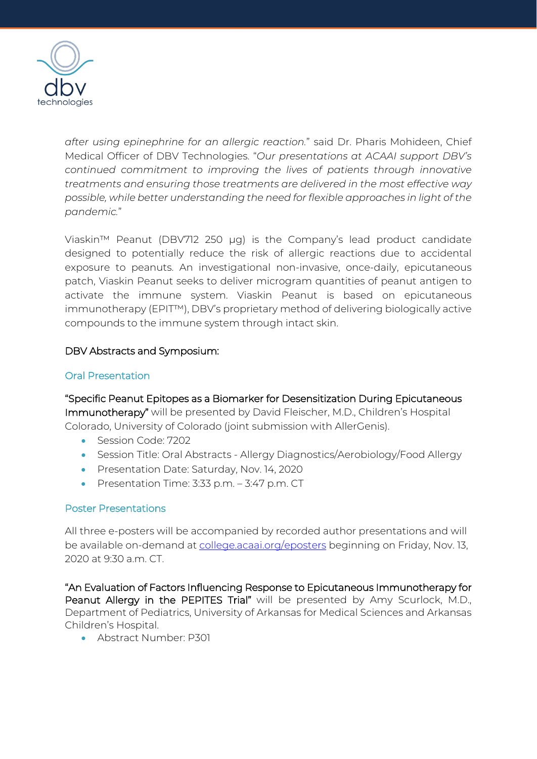*after using epinephrine for an allergic reaction.*" said Dr. Pharis Mohideen, Chief Medical Officer of DBV Technologies. "*Our presentations at ACAAI support DBV's continued commitment to improving the lives of patients through innovative treatments and ensuring those treatments are delivered in the most effective way possible, while better understanding the need for flexible approaches in light of the pandemic.*"

Viaskin™ Peanut (DBV712 250 μg) is the Company's lead product candidate designed to potentially reduce the risk of allergic reactions due to accidental exposure to peanuts. An investigational non-invasive, once-daily, epicutaneous patch, Viaskin Peanut seeks to deliver microgram quantities of peanut antigen to activate the immune system. Viaskin Peanut is based on epicutaneous immunotherapy (EPIT™), DBV's proprietary method of delivering biologically active compounds to the immune system through intact skin.

## DBV Abstracts and Symposium:

### Oral Presentation

**"Specific Peanut Epitopes as a Biomarker for Desensitization During Epicutaneous Immunotherapy"** will be presented by David Fleischer, M.D., Children's Hospital Colorado, University of Colorado (joint submission with AllerGenis).

- Session Code: 7202
- Session Title: Oral Abstracts - Allergy Diagnostics/Aerobiology/Food Allergy
- Presentation Date: Saturday, Nov. 14, 2020
- Presentation Time: 3:33 p.m. – 3:47 p.m. CT

### Poster Presentations

All three e-posters will be accompanied by recorded author presentations and will be available on-demand at [college.acaai.org/eposters](college.acaai.org/eposters) beginning on Friday, Nov. 13, 2020 at 9:30 a.m. CT.

**"An Evaluation of Factors Influencing Response to Epicutaneous Immunotherapy for Peanut Allergy in the PEPITES Trial"** will be presented by Amy Scurlock, M.D., Department of Pediatrics, University of Arkansas for Medical Sciences and Arkansas Children's Hospital.

- Abstract Number: P301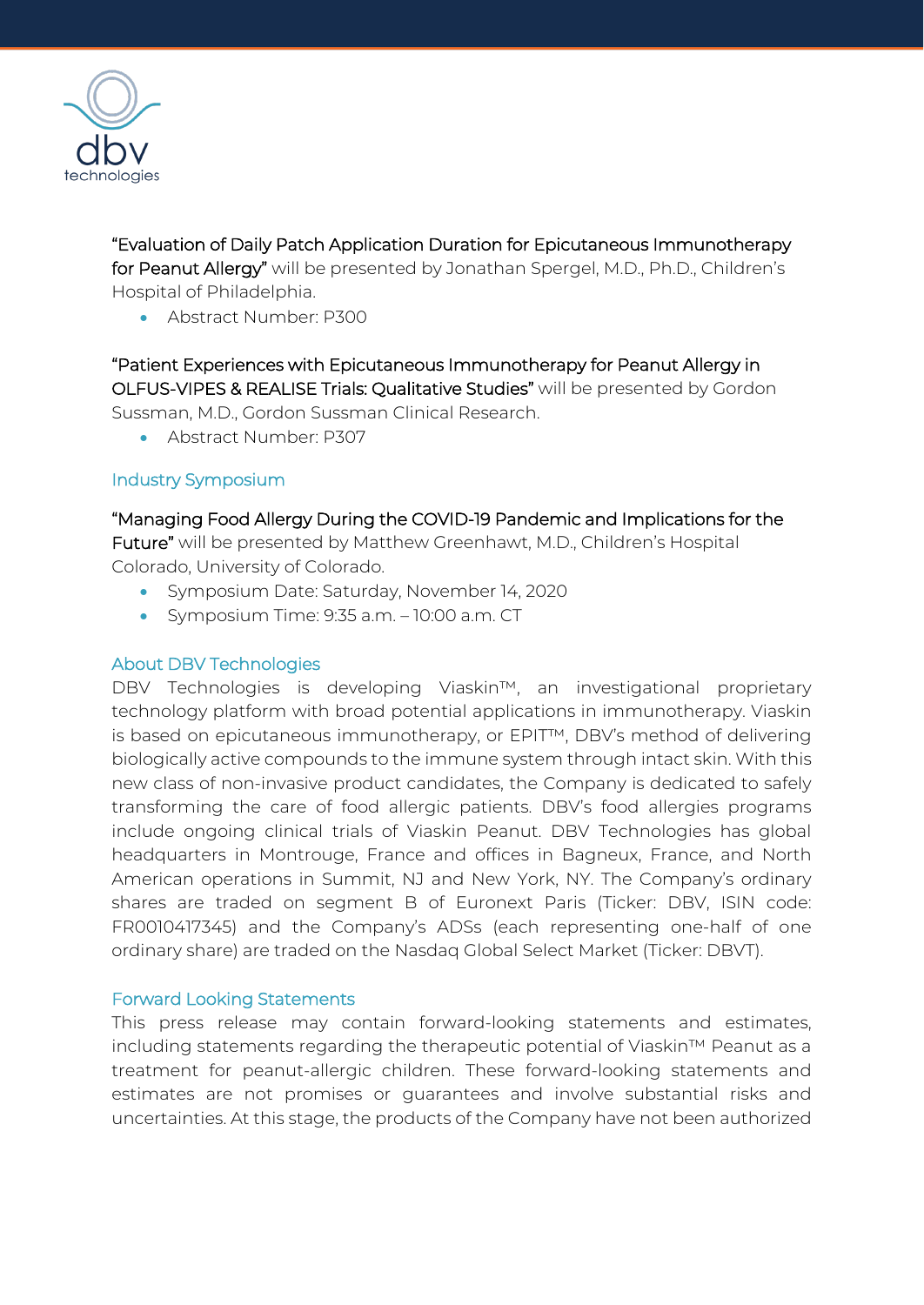"Evaluation of Daily Patch Application Duration for Epicutaneous Immunotherapy for Peanut Allergy" will be presented by Jonathan Spergel, M.D., Ph.D., Children's Hospital of Philadelphia.

- Abstract Number: P300

"Patient Experiences with Epicutaneous Immunotherapy for Peanut Allergy in OLFUS-VIPES & REALISE Trials: Qualitative Studies" will be presented by Gordon Sussman, M.D., Gordon Sussman Clinical Research.

- Abstract Number: P307

## Industry Symposium

"Managing Food Allergy During the COVID-19 Pandemic and Implications for the Future" will be presented by Matthew Greenhawt, M.D., Children's Hospital Colorado, University of Colorado.

- Symposium Date: Saturday, November 14, 2020
- Symposium Time: 9:35 a.m. – 10:00 a.m. CT

## About DBV Technologies

DBV Technologies is developing Viaskin™, an investigational proprietary technology platform with broad potential applications in immunotherapy. Viaskin is based on epicutaneous immunotherapy, or EPIT™, DBV's method of delivering biologically active compounds to the immune system through intact skin. With this new class of non-invasive product candidates, the Company is dedicated to safely transforming the care of food allergic patients. DBV's food allergies programs include ongoing clinical trials of Viaskin Peanut. DBV Technologies has global headquarters in Montrouge, France and offices in Bagneux, France, and North American operations in Summit, NJ and New York, NY. The Company's ordinary shares are traded on segment B of Euronext Paris (Ticker: DBV, ISIN code: FR0010417345) and the Company's ADSs (each representing one-half of one ordinary share) are traded on the Nasdaq Global Select Market (Ticker: DBVT).

## Forward Looking Statements

This press release may contain forward-looking statements and estimates, including statements regarding the therapeutic potential of Viaskin™ Peanut as a treatment for peanut-allergic children. These forward-looking statements and estimates are not promises or guarantees and involve substantial risks and uncertainties. At this stage, the products of the Company have not been authorized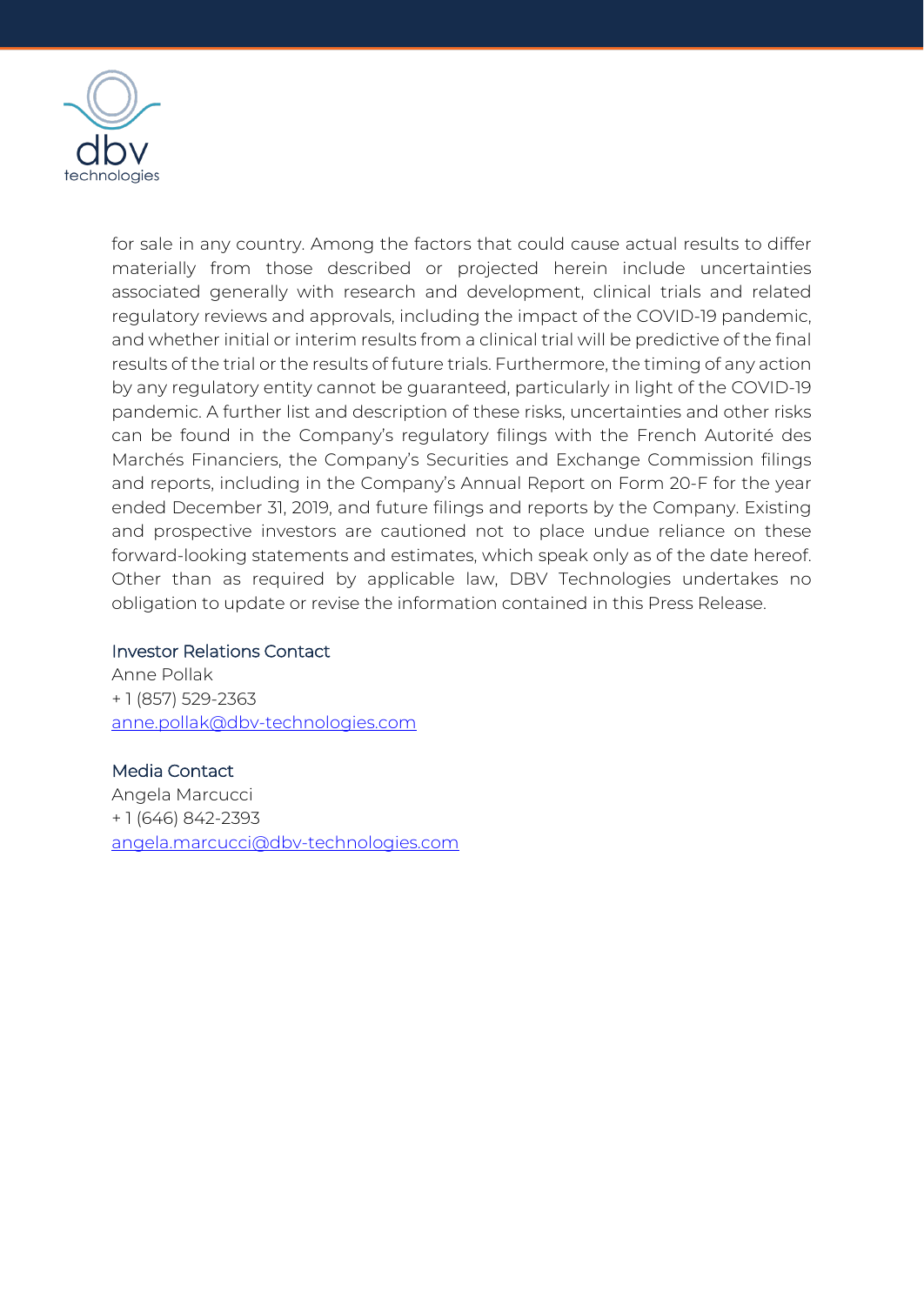for sale in any country. Among the factors that could cause actual results to differ materially from those described or projected herein include uncertainties associated generally with research and development, clinical trials and related regulatory reviews and approvals, including the impact of the COVID-19 pandemic, and whether initial or interim results from a clinical trial will be predictive of the final results of the trial or the results of future trials. Furthermore, the timing of any action by any regulatory entity cannot be guaranteed, particularly in light of the COVID-19 pandemic. A further list and description of these risks, uncertainties and other risks can be found in the Company's regulatory filings with the French Autorité des Marchés Financiers, the Company's Securities and Exchange Commission filings and reports, including in the Company's Annual Report on Form 20-F for the year ended December 31, 2019, and future filings and reports by the Company. Existing and prospective investors are cautioned not to place undue reliance on these forward-looking statements and estimates, which speak only as of the date hereof. Other than as required by applicable law, DBV Technologies undertakes no obligation to update or revise the information contained in this Press Release.

**Investor Relations Contact**
Anne Pollak
+ 1 (857) 529-2363
anne.pollak@dbv-technologies.com

**Media Contact**
Angela Marcucci
+ 1 (646) 842-2393
angela.marcucci@dbv-technologies.com